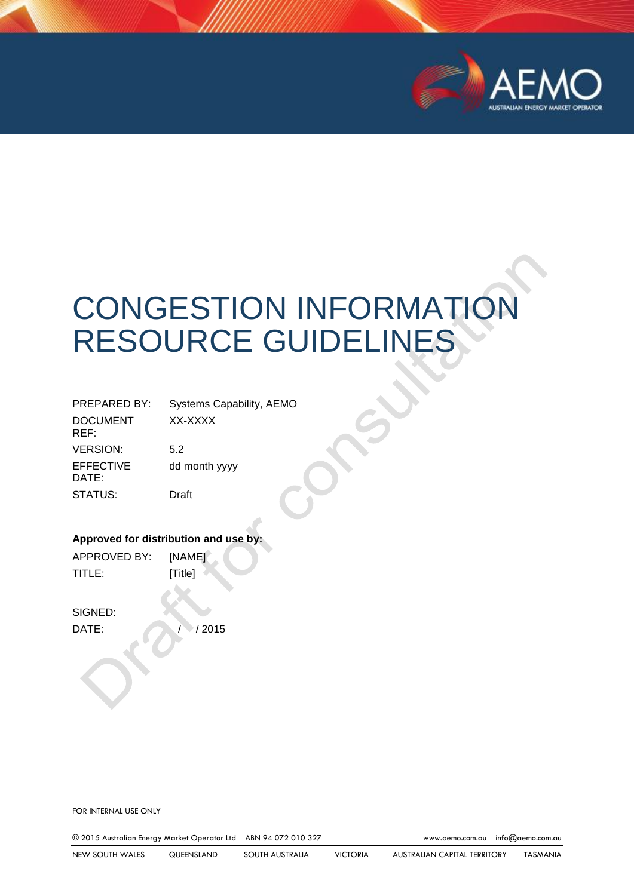# CONGESTION INFORMATION RESOURCE GUIDELINES

| | |
|---|---|
| PREPARED BY: | Systems Capability, AEMO |
| DOCUMENT REF: | XX-XXXX |
| VERSION: | 5.2 |
| EFFECTIVE DATE: | dd month yyyy |
| STATUS: | Draft |

**Approved for distribution and use by:**

| | |
|---|---|
| APPROVED BY: | [NAME] |
| TITLE: | [Title] |

SIGNED:

DATE: / / 2015

Draft for consultation

FOR INTERNAL USE ONLY

© 2015 Australian Energy Market Operator Ltd ABN 94 072 010 327 www.aemo.com.au info@aemo.com.au

NEW SOUTH WALES QUEENSLAND SOUTH AUSTRALIA VICTORIA AUSTRALIAN CAPITAL TERRITORY TASMANIA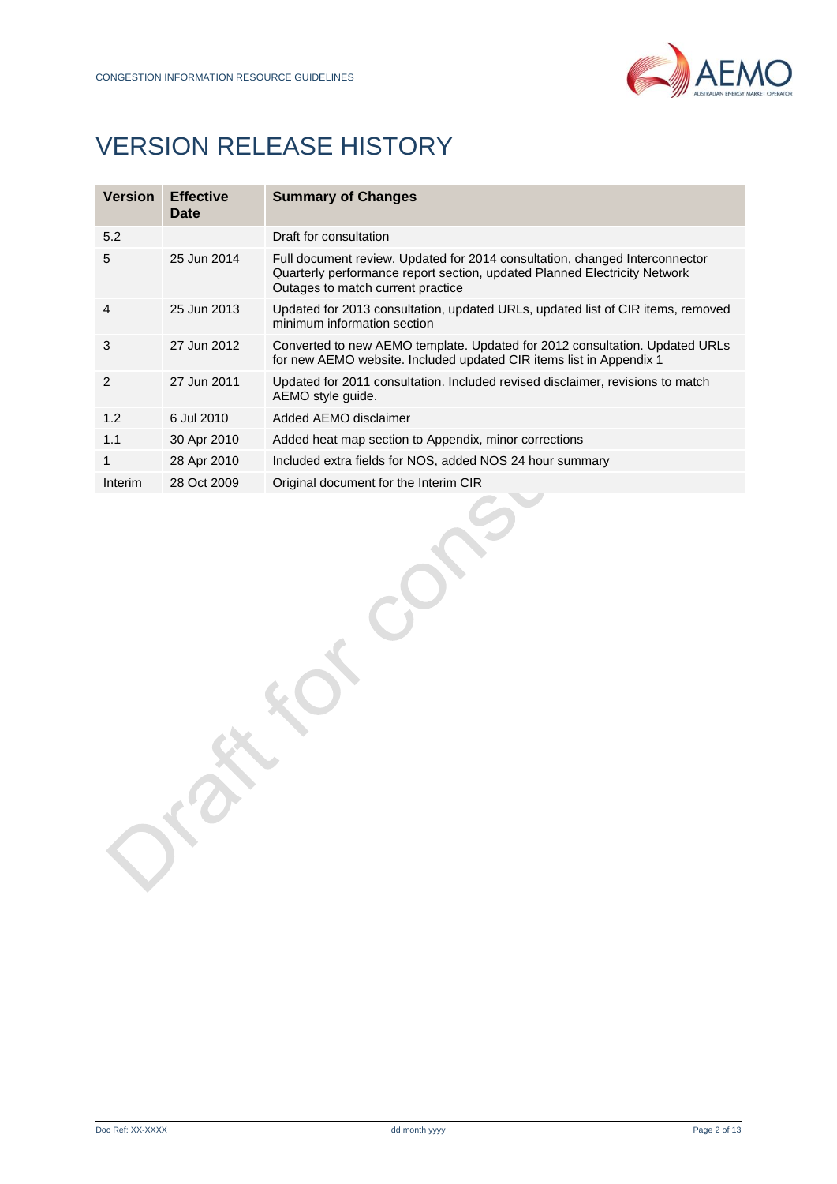# VERSION RELEASE HISTORY

| Version | Effective Date | Summary of Changes |
|---|---|---|
| 5.2 | | Draft for consultation |
| 5 | 25 Jun 2014 | Full document review. Updated for 2014 consultation, changed Interconnector Quarterly performance report section, updated Planned Electricity Network Outages to match current practice |
| 4 | 25 Jun 2013 | Updated for 2013 consultation, updated URLs, updated list of CIR items, removed minimum information section |
| 3 | 27 Jun 2012 | Converted to new AEMO template. Updated for 2012 consultation. Updated URLs for new AEMO website. Included updated CIR items list in Appendix 1 |
| 2 | 27 Jun 2011 | Updated for 2011 consultation. Included revised disclaimer, revisions to match AEMO style guide. |
| 1.2 | 6 Jul 2010 | Added AEMO disclaimer |
| 1.1 | 30 Apr 2010 | Added heat map section to Appendix, minor corrections |
| 1 | 28 Apr 2010 | Included extra fields for NOS, added NOS 24 hour summary |
| Interim | 28 Oct 2009 | Original document for the Interim CIR |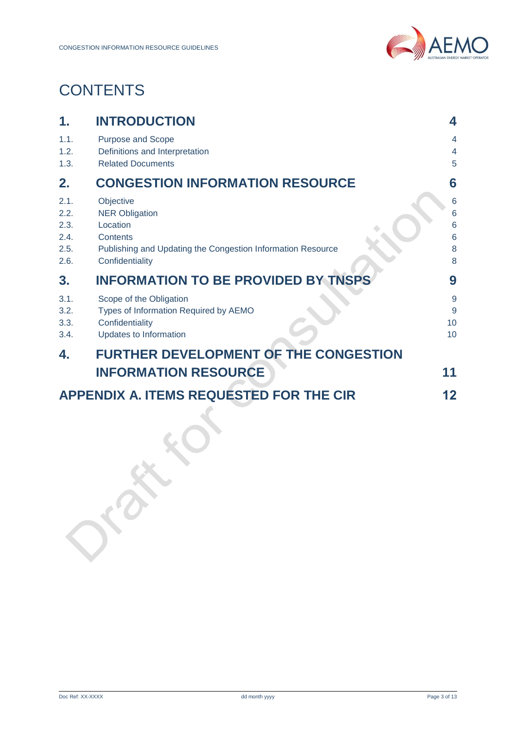# CONTENTS

| | | |
|---|---|---|
| **1.** | **INTRODUCTION** | **4** |
| 1.1. | Purpose and Scope | 4 |
| 1.2. | Definitions and Interpretation | 4 |
| 1.3. | Related Documents | 5 |
| **2.** | **CONGESTION INFORMATION RESOURCE** | **6** |
| 2.1. | Objective | 6 |
| 2.2. | NER Obligation | 6 |
| 2.3. | Location | 6 |
| 2.4. | Contents | 6 |
| 2.5. | Publishing and Updating the Congestion Information Resource | 8 |
| 2.6. | Confidentiality | 8 |
| **3.** | **INFORMATION TO BE PROVIDED BY TNSPS** | **9** |
| 3.1. | Scope of the Obligation | 9 |
| 3.2. | Types of Information Required by AEMO | 9 |
| 3.3. | Confidentiality | 10 |
| 3.4. | Updates to Information | 10 |
| **4.** | **FURTHER DEVELOPMENT OF THE CONGESTION INFORMATION RESOURCE** | **11** |
| **APPENDIX A.** | **ITEMS REQUESTED FOR THE CIR** | **12** |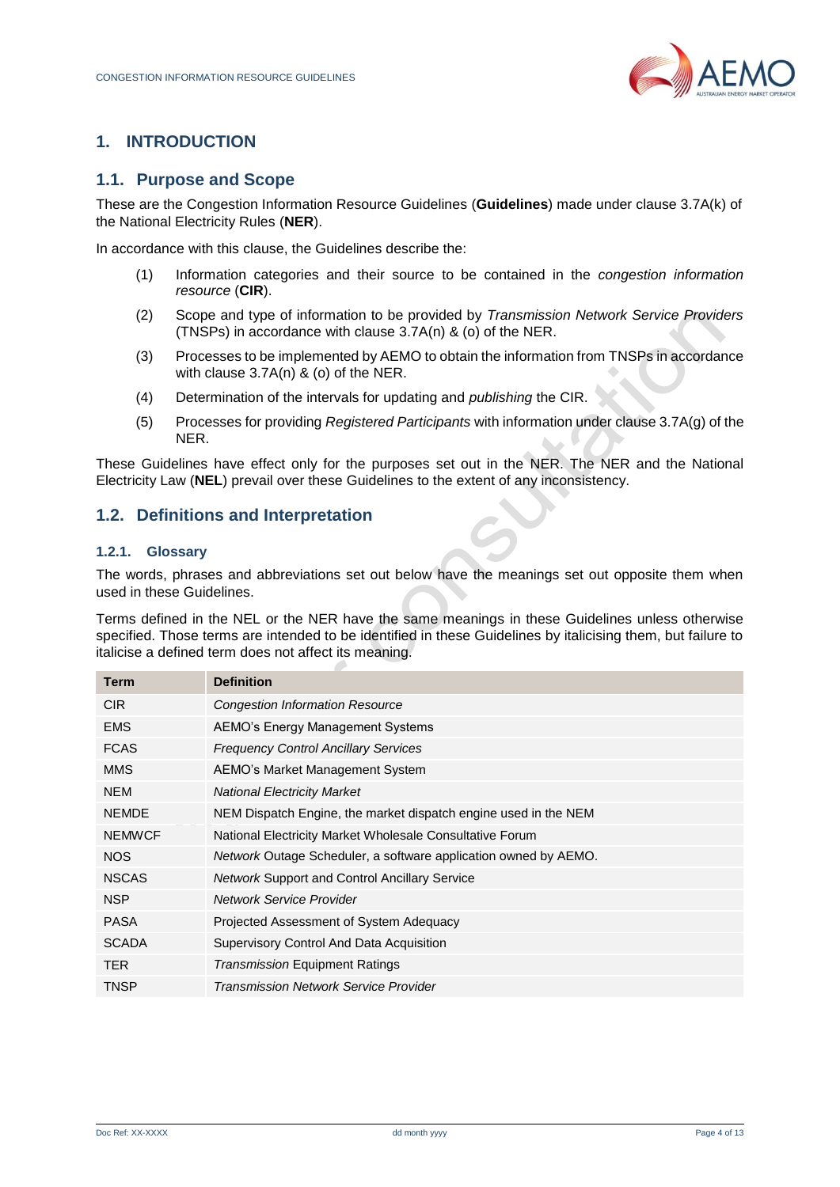# 1. INTRODUCTION

## 1.1. Purpose and Scope

These are the Congestion Information Resource Guidelines (**Guidelines**) made under clause 3.7A(k) of the National Electricity Rules (**NER**).

In accordance with this clause, the Guidelines describe the:

(1) Information categories and their source to be contained in the *congestion information resource* (**CIR**).

(2) Scope and type of information to be provided by *Transmission Network Service Providers* (TNSPs) in accordance with clause 3.7A(n) & (o) of the NER.

(3) Processes to be implemented by AEMO to obtain the information from TNSPs in accordance with clause 3.7A(n) & (o) of the NER.

(4) Determination of the intervals for updating and *publishing* the CIR.

(5) Processes for providing *Registered Participants* with information under clause 3.7A(g) of the NER.

These Guidelines have effect only for the purposes set out in the NER. The NER and the National Electricity Law (**NEL**) prevail over these Guidelines to the extent of any inconsistency.

## 1.2. Definitions and Interpretation

### 1.2.1. Glossary

The words, phrases and abbreviations set out below have the meanings set out opposite them when used in these Guidelines.

Terms defined in the NEL or the NER have the same meanings in these Guidelines unless otherwise specified. Those terms are intended to be identified in these Guidelines by italicising them, but failure to italicise a defined term does not affect its meaning.

| Term | Definition |
|---|---|
| CIR | *Congestion Information Resource* |
| EMS | AEMO's Energy Management Systems |
| FCAS | *Frequency Control Ancillary Services* |
| MMS | AEMO's Market Management System |
| NEM | *National Electricity Market* |
| NEMDE | NEM Dispatch Engine, the market dispatch engine used in the NEM |
| NEMWCF | National Electricity Market Wholesale Consultative Forum |
| NOS | *Network* Outage Scheduler, a software application owned by AEMO. |
| NSCAS | *Network* Support and Control Ancillary Service |
| NSP | *Network Service Provider* |
| PASA | Projected Assessment of System Adequacy |
| SCADA | Supervisory Control And Data Acquisition |
| TER | *Transmission* Equipment Ratings |
| TNSP | *Transmission Network Service Provider* |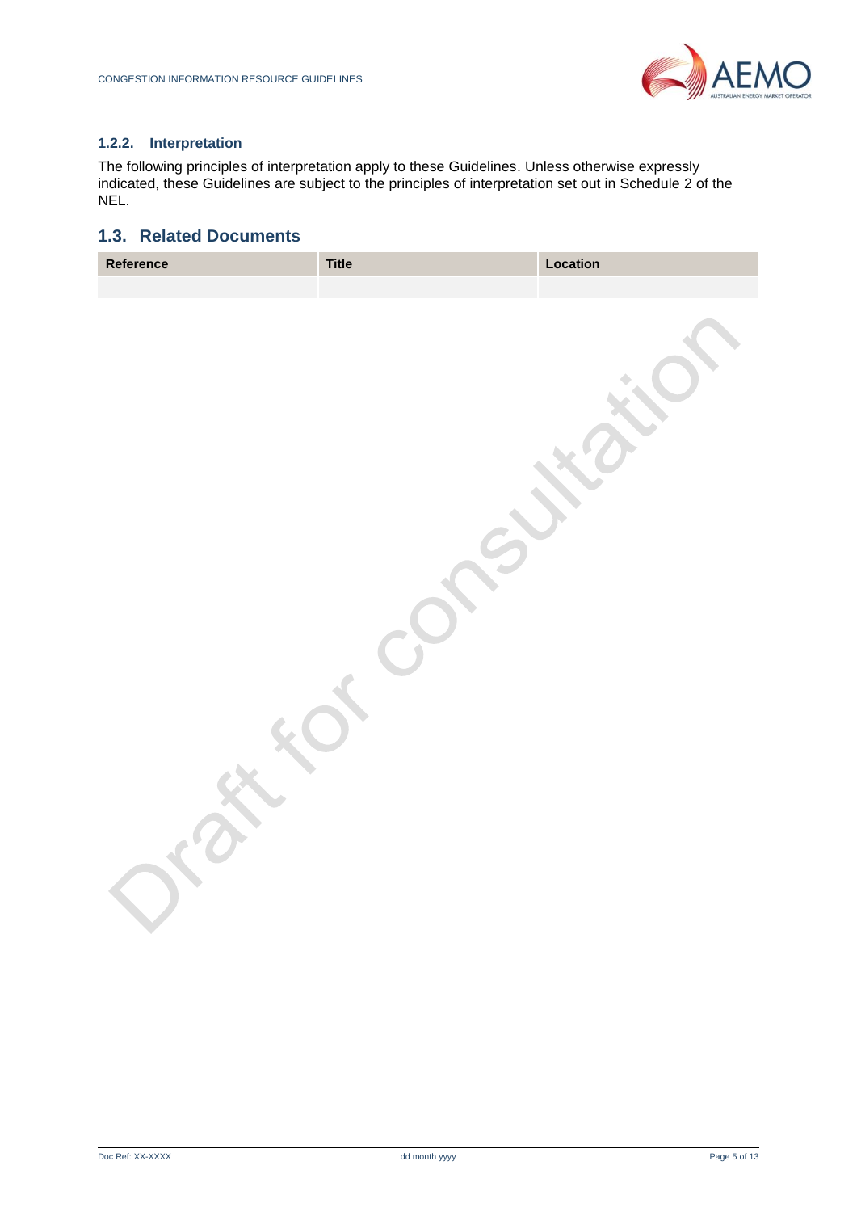### 1.2.2. Interpretation

The following principles of interpretation apply to these Guidelines. Unless otherwise expressly indicated, these Guidelines are subject to the principles of interpretation set out in Schedule 2 of the NEL.

## 1.3. Related Documents

| Reference | Title | Location |
|---|---|---|
| | | |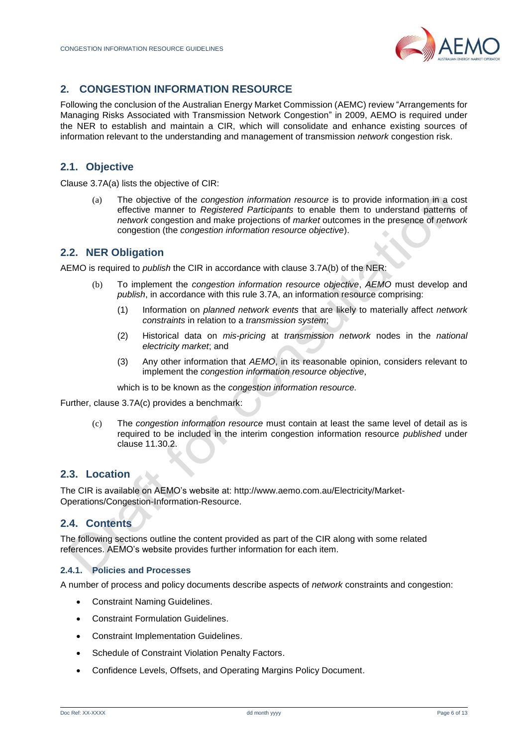## 2. CONGESTION INFORMATION RESOURCE

Following the conclusion of the Australian Energy Market Commission (AEMC) review "Arrangements for Managing Risks Associated with Transmission Network Congestion" in 2009, AEMO is required under the NER to establish and maintain a CIR, which will consolidate and enhance existing sources of information relevant to the understanding and management of transmission *network* congestion risk.

### 2.1. Objective

Clause 3.7A(a) lists the objective of CIR:

> (a) The objective of the *congestion information resource* is to provide information in a cost effective manner to *Registered Participants* to enable them to understand patterns of *network* congestion and make projections of *market* outcomes in the presence of *network* congestion (the *congestion information resource objective*).

### 2.2. NER Obligation

AEMO is required to *publish* the CIR in accordance with clause 3.7A(b) of the NER:

> (b) To implement the *congestion information resource objective*, *AEMO* must develop and *publish*, in accordance with this rule 3.7A, an information resource comprising:
>
> (1) Information on *planned network events* that are likely to materially affect *network constraints* in relation to a *transmission system*;
>
> (2) Historical data on *mis-pricing* at *transmission network* nodes in the *national electricity market*; and
>
> (3) Any other information that *AEMO*, in its reasonable opinion, considers relevant to implement the *congestion information resource objective*,
>
> which is to be known as the *congestion information resource.*

Further, clause 3.7A(c) provides a benchmark:

> (c) The *congestion information resource* must contain at least the same level of detail as is required to be included in the interim congestion information resource *published* under clause 11.30.2.

### 2.3. Location

The CIR is available on AEMO's website at: http://www.aemo.com.au/Electricity/Market-Operations/Congestion-Information-Resource.

### 2.4. Contents

The following sections outline the content provided as part of the CIR along with some related references. AEMO's website provides further information for each item.

#### 2.4.1. Policies and Processes

A number of process and policy documents describe aspects of *network* constraints and congestion:

- Constraint Naming Guidelines.
- Constraint Formulation Guidelines.
- Constraint Implementation Guidelines.
- Schedule of Constraint Violation Penalty Factors.
- Confidence Levels, Offsets, and Operating Margins Policy Document.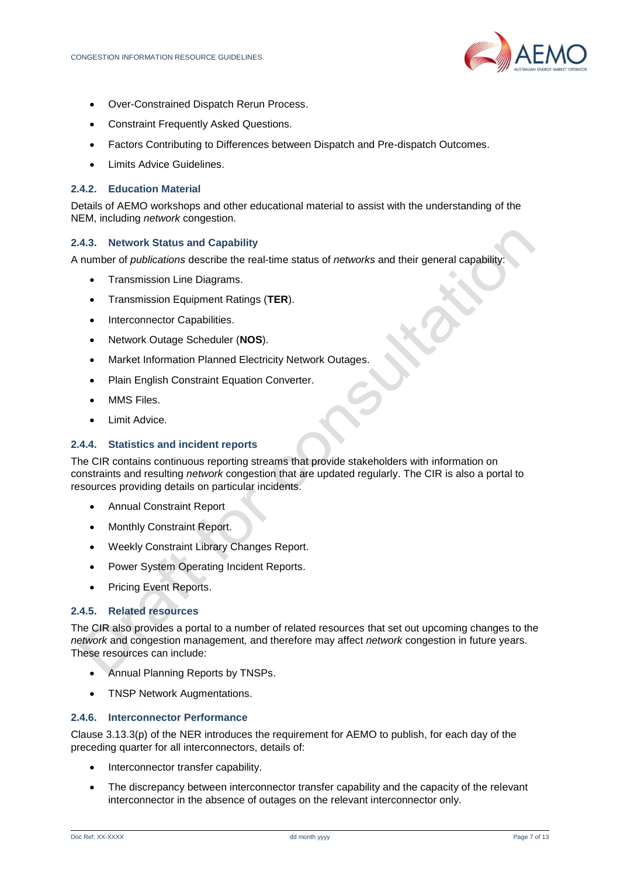- Over-Constrained Dispatch Rerun Process.
- Constraint Frequently Asked Questions.
- Factors Contributing to Differences between Dispatch and Pre-dispatch Outcomes.
- Limits Advice Guidelines.

### 2.4.2. Education Material

Details of AEMO workshops and other educational material to assist with the understanding of the NEM, including *network* congestion.

### 2.4.3. Network Status and Capability

A number of *publications* describe the real-time status of *networks* and their general capability:

- Transmission Line Diagrams.
- Transmission Equipment Ratings (**TER**).
- Interconnector Capabilities.
- Network Outage Scheduler (**NOS**).
- Market Information Planned Electricity Network Outages.
- Plain English Constraint Equation Converter.
- MMS Files.
- Limit Advice.

### 2.4.4. Statistics and incident reports

The CIR contains continuous reporting streams that provide stakeholders with information on constraints and resulting *network* congestion that are updated regularly. The CIR is also a portal to resources providing details on particular incidents.

- Annual Constraint Report
- Monthly Constraint Report.
- Weekly Constraint Library Changes Report.
- Power System Operating Incident Reports.
- Pricing Event Reports.

### 2.4.5. Related resources

The CIR also provides a portal to a number of related resources that set out upcoming changes to the *network* and congestion management, and therefore may affect *network* congestion in future years. These resources can include:

- Annual Planning Reports by TNSPs.
- TNSP Network Augmentations.

### 2.4.6. Interconnector Performance

Clause 3.13.3(p) of the NER introduces the requirement for AEMO to publish, for each day of the preceding quarter for all interconnectors, details of:

- Interconnector transfer capability.
- The discrepancy between interconnector transfer capability and the capacity of the relevant interconnector in the absence of outages on the relevant interconnector only.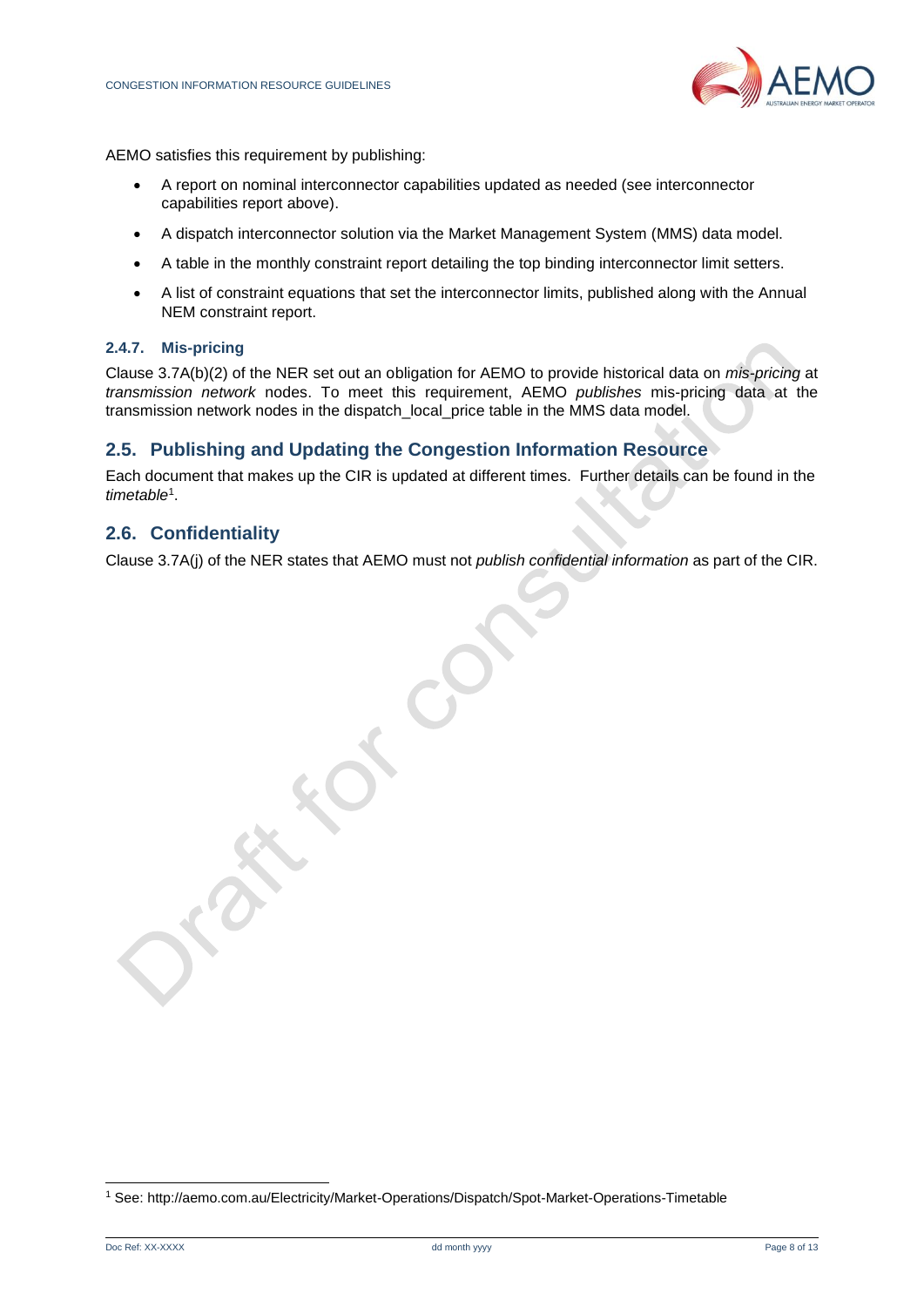AEMO satisfies this requirement by publishing:

- A report on nominal interconnector capabilities updated as needed (see interconnector capabilities report above).
- A dispatch interconnector solution via the Market Management System (MMS) data model.
- A table in the monthly constraint report detailing the top binding interconnector limit setters.
- A list of constraint equations that set the interconnector limits, published along with the Annual NEM constraint report.

### 2.4.7. Mis-pricing

Clause 3.7A(b)(2) of the NER set out an obligation for AEMO to provide historical data on *mis-pricing* at *transmission network* nodes. To meet this requirement, AEMO *publishes* mis-pricing data at the transmission network nodes in the dispatch_local_price table in the MMS data model.

## 2.5. Publishing and Updating the Congestion Information Resource

Each document that makes up the CIR is updated at different times. Further details can be found in the *timetable*[1].

## 2.6. Confidentiality

Clause 3.7A(j) of the NER states that AEMO must not *publish confidential information* as part of the CIR.

[1] See: http://aemo.com.au/Electricity/Market-Operations/Dispatch/Spot-Market-Operations-Timetable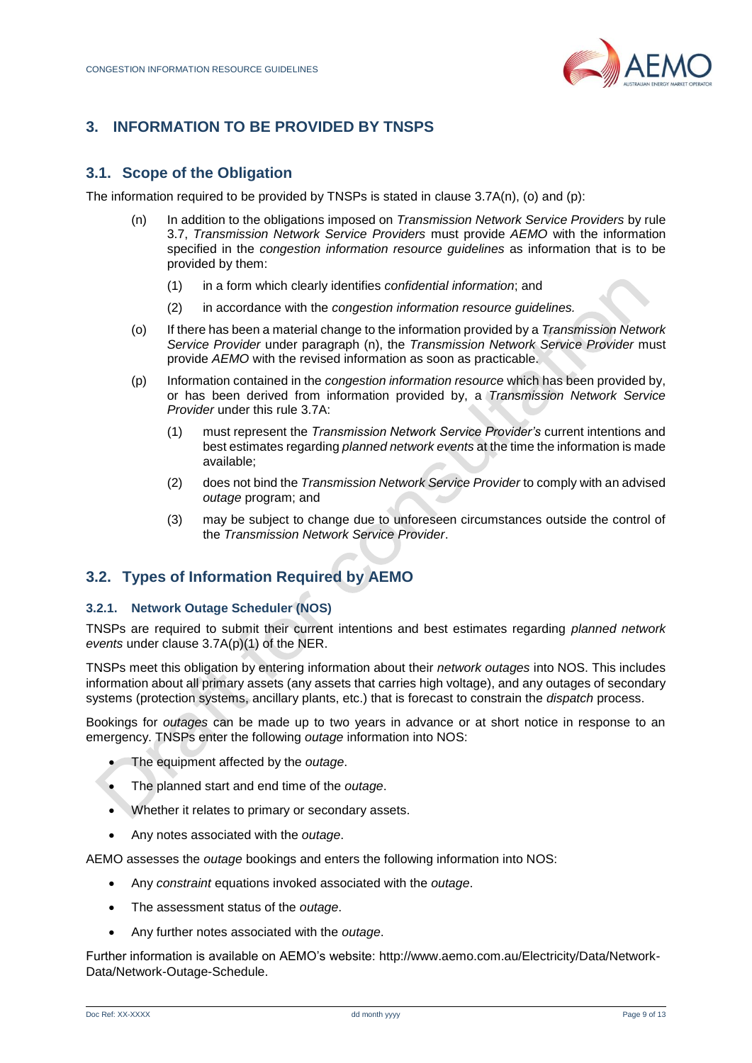## 3. INFORMATION TO BE PROVIDED BY TNSPS

### 3.1. Scope of the Obligation

The information required to be provided by TNSPs is stated in clause 3.7A(n), (o) and (p):

(n) In addition to the obligations imposed on *Transmission Network Service Providers* by rule 3.7, *Transmission Network Service Providers* must provide *AEMO* with the information specified in the *congestion information resource guidelines* as information that is to be provided by them:

  (1) in a form which clearly identifies *confidential information*; and

  (2) in accordance with the *congestion information resource guidelines.*

(o) If there has been a material change to the information provided by a *Transmission Network Service Provider* under paragraph (n), the *Transmission Network Service Provider* must provide *AEMO* with the revised information as soon as practicable.

(p) Information contained in the *congestion information resource* which has been provided by, or has been derived from information provided by, a *Transmission Network Service Provider* under this rule 3.7A:

  (1) must represent the *Transmission Network Service Provider's* current intentions and best estimates regarding *planned network events* at the time the information is made available;

  (2) does not bind the *Transmission Network Service Provider* to comply with an advised *outage* program; and

  (3) may be subject to change due to unforeseen circumstances outside the control of the *Transmission Network Service Provider*.

### 3.2. Types of Information Required by AEMO

#### 3.2.1. Network Outage Scheduler (NOS)

TNSPs are required to submit their current intentions and best estimates regarding *planned network events* under clause 3.7A(p)(1) of the NER.

TNSPs meet this obligation by entering information about their *network outages* into NOS. This includes information about all primary assets (any assets that carries high voltage), and any outages of secondary systems (protection systems, ancillary plants, etc.) that is forecast to constrain the *dispatch* process.

Bookings for *outages* can be made up to two years in advance or at short notice in response to an emergency. TNSPs enter the following *outage* information into NOS:

- The equipment affected by the *outage*.
- The planned start and end time of the *outage*.
- Whether it relates to primary or secondary assets.
- Any notes associated with the *outage*.

AEMO assesses the *outage* bookings and enters the following information into NOS:

- Any *constraint* equations invoked associated with the *outage*.
- The assessment status of the *outage*.
- Any further notes associated with the *outage*.

Further information is available on AEMO's website: http://www.aemo.com.au/Electricity/Data/Network-Data/Network-Outage-Schedule.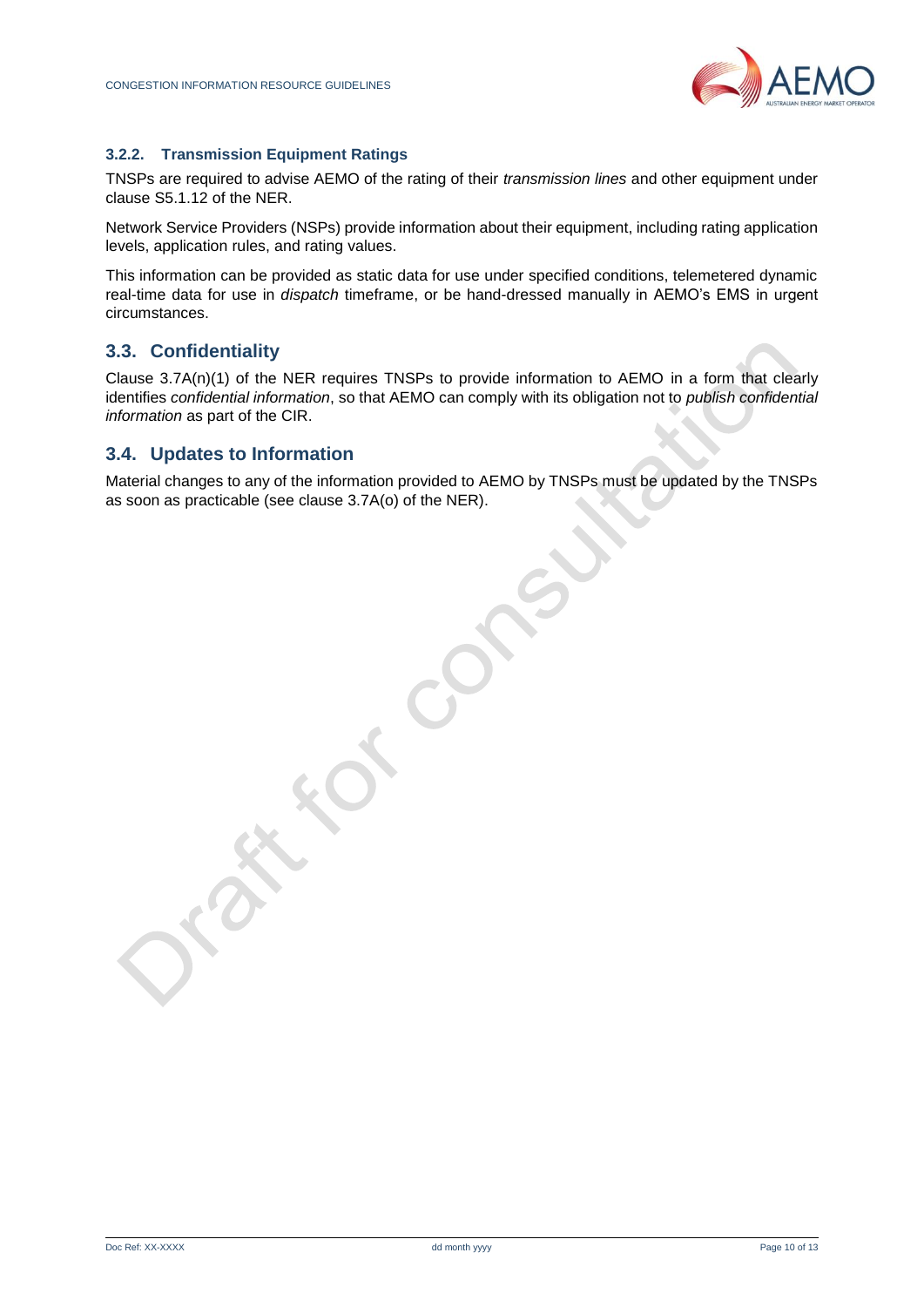#### 3.2.2. Transmission Equipment Ratings

TNSPs are required to advise AEMO of the rating of their *transmission lines* and other equipment under clause S5.1.12 of the NER.

Network Service Providers (NSPs) provide information about their equipment, including rating application levels, application rules, and rating values.

This information can be provided as static data for use under specified conditions, telemetered dynamic real-time data for use in *dispatch* timeframe, or be hand-dressed manually in AEMO's EMS in urgent circumstances.

### 3.3. Confidentiality

Clause 3.7A(n)(1) of the NER requires TNSPs to provide information to AEMO in a form that clearly identifies *confidential information*, so that AEMO can comply with its obligation not to *publish confidential information* as part of the CIR.

### 3.4. Updates to Information

Material changes to any of the information provided to AEMO by TNSPs must be updated by the TNSPs as soon as practicable (see clause 3.7A(o) of the NER).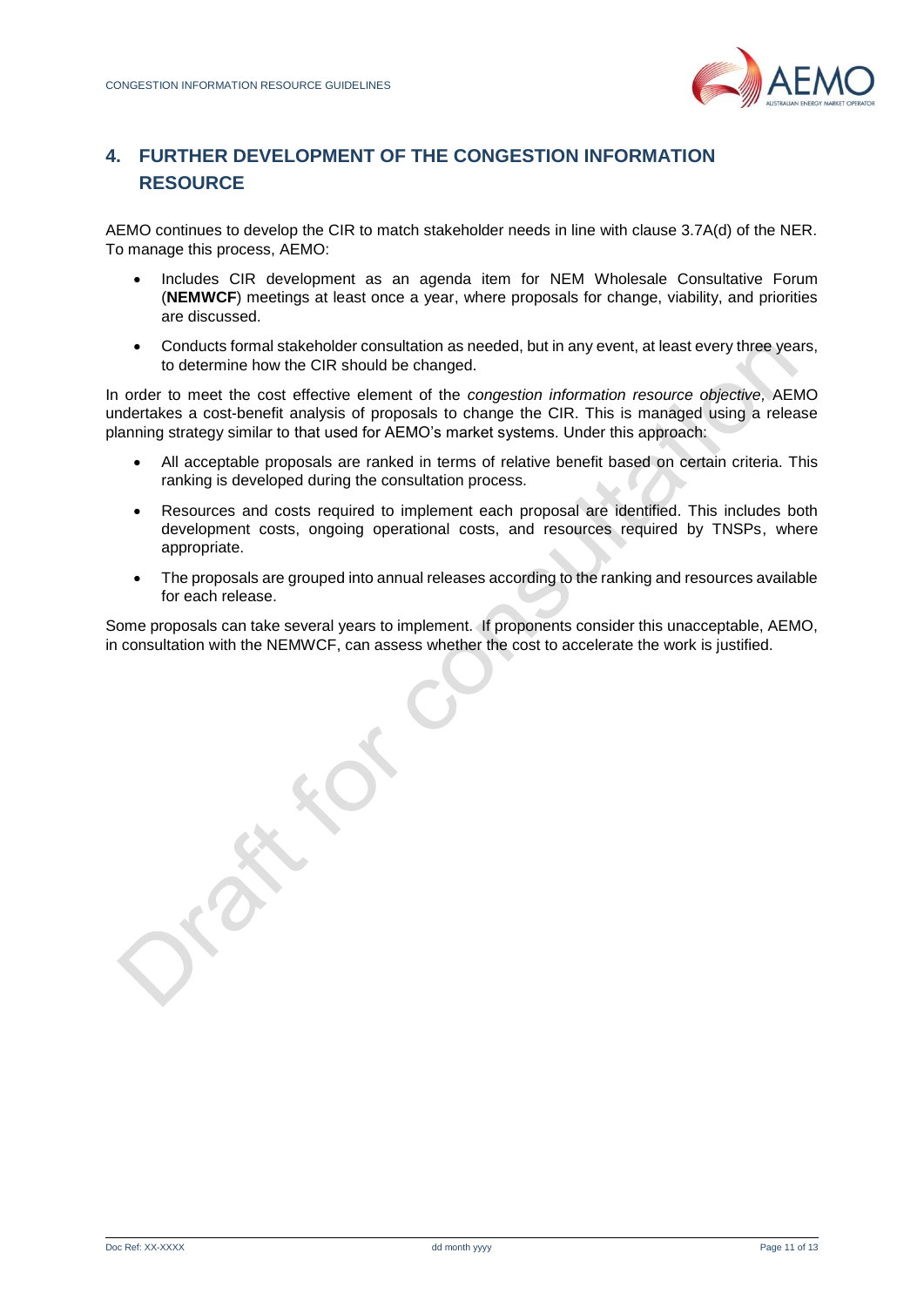## 4. FURTHER DEVELOPMENT OF THE CONGESTION INFORMATION RESOURCE

AEMO continues to develop the CIR to match stakeholder needs in line with clause 3.7A(d) of the NER. To manage this process, AEMO:

- Includes CIR development as an agenda item for NEM Wholesale Consultative Forum (**NEMWCF**) meetings at least once a year, where proposals for change, viability, and priorities are discussed.
- Conducts formal stakeholder consultation as needed, but in any event, at least every three years, to determine how the CIR should be changed.

In order to meet the cost effective element of the *congestion information resource objective*, AEMO undertakes a cost-benefit analysis of proposals to change the CIR. This is managed using a release planning strategy similar to that used for AEMO's market systems. Under this approach:

- All acceptable proposals are ranked in terms of relative benefit based on certain criteria. This ranking is developed during the consultation process.
- Resources and costs required to implement each proposal are identified. This includes both development costs, ongoing operational costs, and resources required by TNSPs, where appropriate.
- The proposals are grouped into annual releases according to the ranking and resources available for each release.

Some proposals can take several years to implement. If proponents consider this unacceptable, AEMO, in consultation with the NEMWCF, can assess whether the cost to accelerate the work is justified.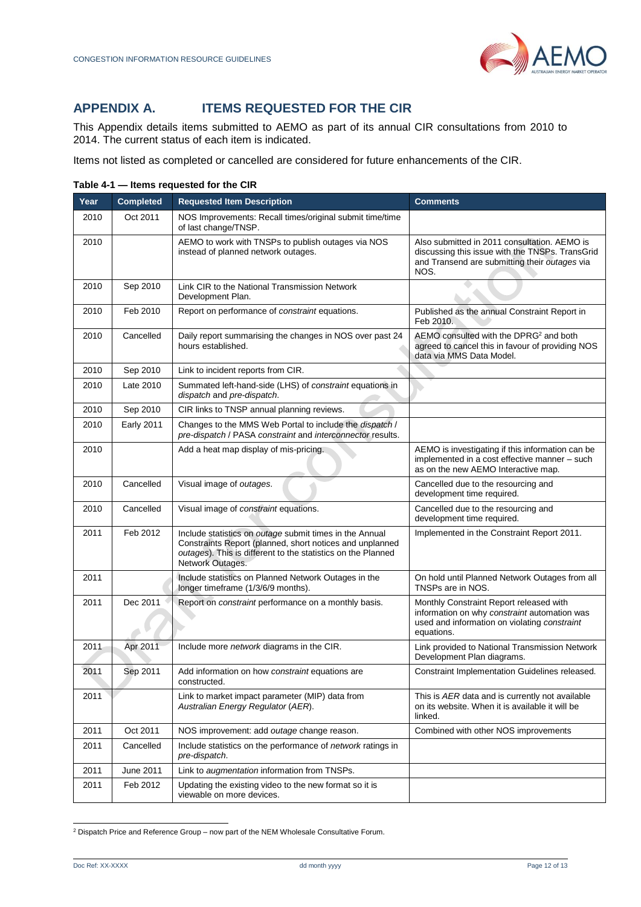## APPENDIX A. ITEMS REQUESTED FOR THE CIR

This Appendix details items submitted to AEMO as part of its annual CIR consultations from 2010 to 2014. The current status of each item is indicated.

Items not listed as completed or cancelled are considered for future enhancements of the CIR.

**Table 4-1 — Items requested for the CIR**

| Year | Completed | Requested Item Description | Comments |
|---|---|---|---|
| 2010 | Oct 2011 | NOS Improvements: Recall times/original submit time/time of last change/TNSP. | |
| 2010 | | AEMO to work with TNSPs to publish outages via NOS instead of planned network outages. | Also submitted in 2011 consultation. AEMO is discussing this issue with the TNSPs. TransGrid and Transend are submitting their *outages* via NOS. |
| 2010 | Sep 2010 | Link CIR to the National Transmission Network Development Plan. | |
| 2010 | Feb 2010 | Report on performance of *constraint* equations. | Published as the annual Constraint Report in Feb 2010. |
| 2010 | Cancelled | Daily report summarising the changes in NOS over past 24 hours established. | AEMO consulted with the DPRG[2] and both agreed to cancel this in favour of providing NOS data via MMS Data Model. |
| 2010 | Sep 2010 | Link to incident reports from CIR. | |
| 2010 | Late 2010 | Summated left-hand-side (LHS) of *constraint* equations in *dispatch* and *pre-dispatch*. | |
| 2010 | Sep 2010 | CIR links to TNSP annual planning reviews. | |
| 2010 | Early 2011 | Changes to the MMS Web Portal to include the *dispatch* / *pre-dispatch* / PASA *constraint* and *interconnector* results. | |
| 2010 | | Add a heat map display of mis-pricing. | AEMO is investigating if this information can be implemented in a cost effective manner – such as on the new AEMO Interactive map. |
| 2010 | Cancelled | Visual image of *outages*. | Cancelled due to the resourcing and development time required. |
| 2010 | Cancelled | Visual image of *constraint* equations. | Cancelled due to the resourcing and development time required. |
| 2011 | Feb 2012 | Include statistics on *outage* submit times in the Annual Constraints Report (planned, short notices and unplanned *outages*). This is different to the statistics on the Planned Network Outages. | Implemented in the Constraint Report 2011. |
| 2011 | | Include statistics on Planned Network Outages in the longer timeframe (1/3/6/9 months). | On hold until Planned Network Outages from all TNSPs are in NOS. |
| 2011 | Dec 2011 | Report on *constraint* performance on a monthly basis. | Monthly Constraint Report released with information on why *constraint* automation was used and information on violating *constraint* equations. |
| 2011 | Apr 2011 | Include more *network* diagrams in the CIR. | Link provided to National Transmission Network Development Plan diagrams. |
| 2011 | Sep 2011 | Add information on how *constraint* equations are constructed. | Constraint Implementation Guidelines released. |
| 2011 | | Link to market impact parameter (MIP) data from *Australian Energy Regulator* (*AER*). | This is *AER* data and is currently not available on its website. When it is available it will be linked. |
| 2011 | Oct 2011 | NOS improvement: add *outage* change reason. | Combined with other NOS improvements |
| 2011 | Cancelled | Include statistics on the performance of *network* ratings in *pre-dispatch*. | |
| 2011 | June 2011 | Link to *augmentation* information from TNSPs. | |
| 2011 | Feb 2012 | Updating the existing video to the new format so it is viewable on more devices. | |

[2] Dispatch Price and Reference Group – now part of the NEM Wholesale Consultative Forum.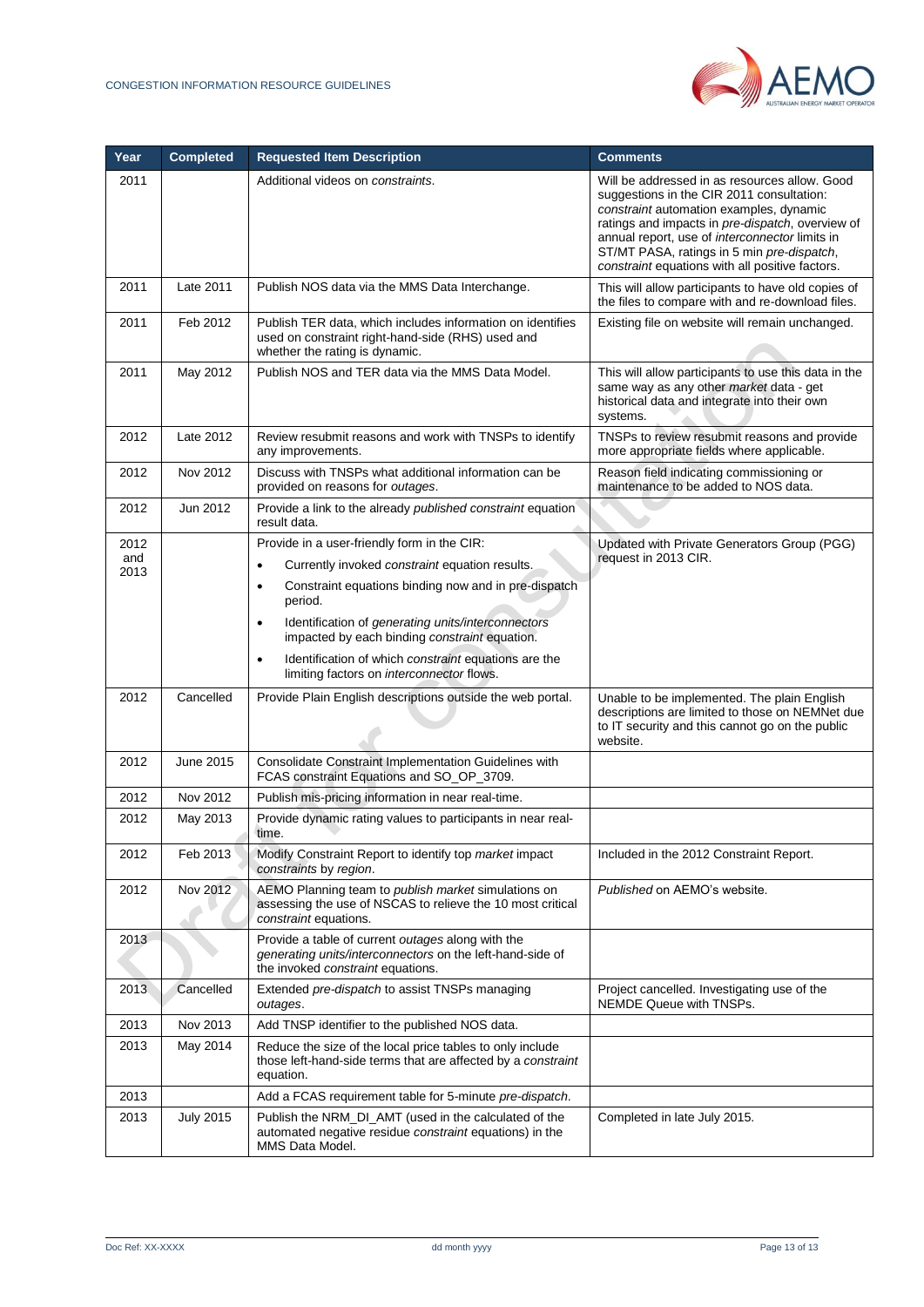| Year | Completed | Requested Item Description | Comments |
|---|---|---|---|
| 2011 | | Additional videos on *constraints*. | Will be addressed in as resources allow. Good suggestions in the CIR 2011 consultation: *constraint* automation examples, dynamic ratings and impacts in *pre-dispatch*, overview of annual report, use of *interconnector* limits in ST/MT PASA, ratings in 5 min *pre-dispatch*, *constraint* equations with all positive factors. |
| 2011 | Late 2011 | Publish NOS data via the MMS Data Interchange. | This will allow participants to have old copies of the files to compare with and re-download files. |
| 2011 | Feb 2012 | Publish TER data, which includes information on identifies used on constraint right-hand-side (RHS) used and whether the rating is dynamic. | Existing file on website will remain unchanged. |
| 2011 | May 2012 | Publish NOS and TER data via the MMS Data Model. | This will allow participants to use this data in the same way as any other *market* data - get historical data and integrate into their own systems. |
| 2012 | Late 2012 | Review resubmit reasons and work with TNSPs to identify any improvements. | TNSPs to review resubmit reasons and provide more appropriate fields where applicable. |
| 2012 | Nov 2012 | Discuss with TNSPs what additional information can be provided on reasons for *outages*. | Reason field indicating commissioning or maintenance to be added to NOS data. |
| 2012 | Jun 2012 | Provide a link to the already *published constraint* equation result data. | |
| 2012 and 2013 | | Provide in a user-friendly form in the CIR:<br>• Currently invoked *constraint* equation results.<br>• Constraint equations binding now and in pre-dispatch period.<br>• Identification of *generating units/interconnectors* impacted by each binding *constraint* equation.<br>• Identification of which *constraint* equations are the limiting factors on *interconnector* flows. | Updated with Private Generators Group (PGG) request in 2013 CIR. |
| 2012 | Cancelled | Provide Plain English descriptions outside the web portal. | Unable to be implemented. The plain English descriptions are limited to those on NEMNet due to IT security and this cannot go on the public website. |
| 2012 | June 2015 | Consolidate Constraint Implementation Guidelines with FCAS constraint Equations and SO_OP_3709. | |
| 2012 | Nov 2012 | Publish mis-pricing information in near real-time. | |
| 2012 | May 2013 | Provide dynamic rating values to participants in near real-time. | |
| 2012 | Feb 2013 | Modify Constraint Report to identify top *market* impact *constraints* by *region*. | Included in the 2012 Constraint Report. |
| 2012 | Nov 2012 | AEMO Planning team to *publish market* simulations on assessing the use of NSCAS to relieve the 10 most critical *constraint* equations. | *Published* on AEMO's website. |
| 2013 | | Provide a table of current *outages* along with the *generating units/interconnectors* on the left-hand-side of the invoked *constraint* equations. | |
| 2013 | Cancelled | Extended *pre-dispatch* to assist TNSPs managing *outages*. | Project cancelled. Investigating use of the NEMDE Queue with TNSPs. |
| 2013 | Nov 2013 | Add TNSP identifier to the published NOS data. | |
| 2013 | May 2014 | Reduce the size of the local price tables to only include those left-hand-side terms that are affected by a *constraint* equation. | |
| 2013 | | Add a FCAS requirement table for 5-minute *pre-dispatch*. | |
| 2013 | July 2015 | Publish the NRM_DI_AMT (used in the calculated of the automated negative residue *constraint* equations) in the MMS Data Model. | Completed in late July 2015. |